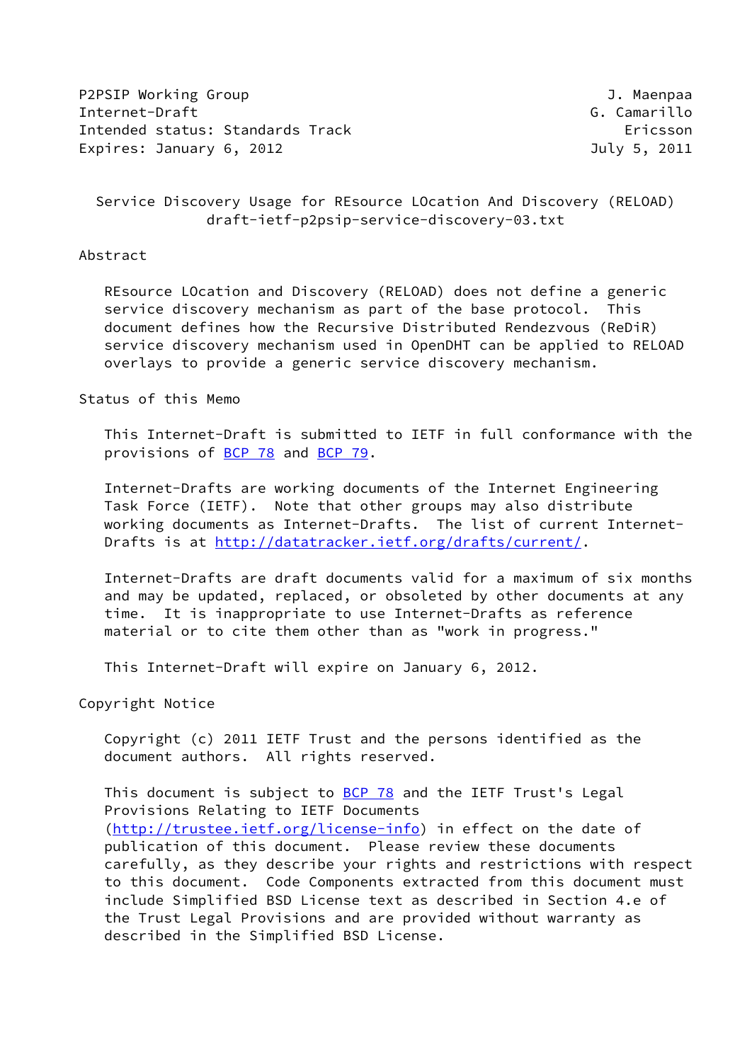P2PSIP Working Group J. Maenpaa
Internet-Draft G. Camarillo
Intended status: Standards Track Ericsson
Expires: January 6, 2012 July 5, 2011

# Service Discovery Usage for REsource LOcation And Discovery (RELOAD)
draft-ietf-p2psip-service-discovery-03.txt

## Abstract

REsource LOcation and Discovery (RELOAD) does not define a generic service discovery mechanism as part of the base protocol. This document defines how the Recursive Distributed Rendezvous (ReDiR) service discovery mechanism used in OpenDHT can be applied to RELOAD overlays to provide a generic service discovery mechanism.

## Status of this Memo

This Internet-Draft is submitted to IETF in full conformance with the provisions of BCP 78 and BCP 79.

Internet-Drafts are working documents of the Internet Engineering Task Force (IETF). Note that other groups may also distribute working documents as Internet-Drafts. The list of current Internet-Drafts is at http://datatracker.ietf.org/drafts/current/.

Internet-Drafts are draft documents valid for a maximum of six months and may be updated, replaced, or obsoleted by other documents at any time. It is inappropriate to use Internet-Drafts as reference material or to cite them other than as "work in progress."

This Internet-Draft will expire on January 6, 2012.

## Copyright Notice

Copyright (c) 2011 IETF Trust and the persons identified as the document authors. All rights reserved.

This document is subject to BCP 78 and the IETF Trust's Legal Provisions Relating to IETF Documents (http://trustee.ietf.org/license-info) in effect on the date of publication of this document. Please review these documents carefully, as they describe your rights and restrictions with respect to this document. Code Components extracted from this document must include Simplified BSD License text as described in Section 4.e of the Trust Legal Provisions and are provided without warranty as described in the Simplified BSD License.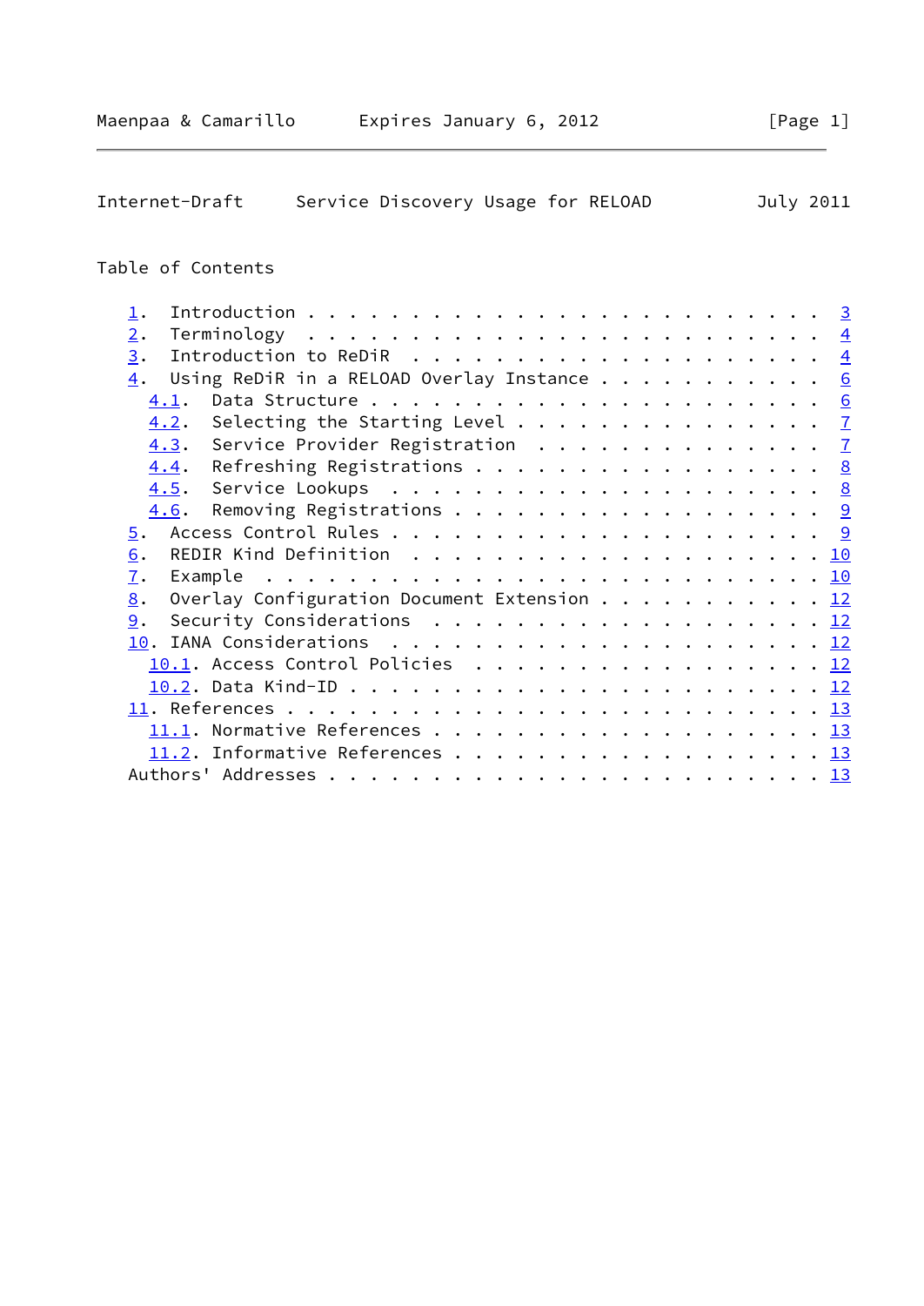## Table of Contents

```
   1.  Introduction . . . . . . . . . . . . . . . . . . . . . . . .  3
   2.  Terminology  . . . . . . . . . . . . . . . . . . . . . . . .  4
   3.  Introduction to ReDiR  . . . . . . . . . . . . . . . . . . .  4
   4.  Using ReDiR in a RELOAD Overlay Instance . . . . . . . . . .  6
     4.1.  Data Structure . . . . . . . . . . . . . . . . . . . . .  6
     4.2.  Selecting the Starting Level . . . . . . . . . . . . . .  7
     4.3.  Service Provider Registration  . . . . . . . . . . . . .  7
     4.4.  Refreshing Registrations . . . . . . . . . . . . . . . .  8
     4.5.  Service Lookups  . . . . . . . . . . . . . . . . . . . .  8
     4.6.  Removing Registrations . . . . . . . . . . . . . . . . .  9
   5.  Access Control Rules . . . . . . . . . . . . . . . . . . . .  9
   6.  REDIR Kind Definition  . . . . . . . . . . . . . . . . . . . 10
   7.  Example  . . . . . . . . . . . . . . . . . . . . . . . . . . 10
   8.  Overlay Configuration Document Extension . . . . . . . . . . 12
   9.  Security Considerations  . . . . . . . . . . . . . . . . . . 12
   10. IANA Considerations  . . . . . . . . . . . . . . . . . . . . 12
     10.1. Access Control Policies  . . . . . . . . . . . . . . . . 12
     10.2. Data Kind-ID . . . . . . . . . . . . . . . . . . . . . . 12
   11. References . . . . . . . . . . . . . . . . . . . . . . . . . 13
     11.1. Normative References . . . . . . . . . . . . . . . . . . 13
     11.2. Informative References . . . . . . . . . . . . . . . . . 13
   Authors' Addresses . . . . . . . . . . . . . . . . . . . . . . . 13
```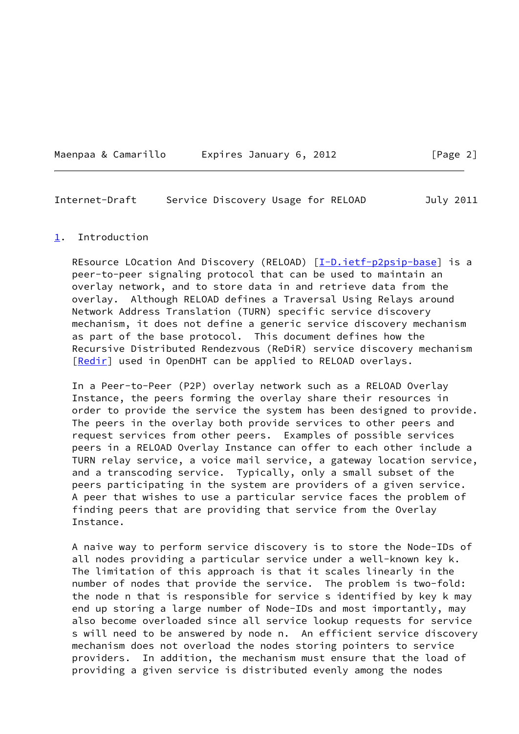## 1. Introduction

REsource LOcation And Discovery (RELOAD) [I-D.ietf-p2psip-base] is a peer-to-peer signaling protocol that can be used to maintain an overlay network, and to store data in and retrieve data from the overlay. Although RELOAD defines a Traversal Using Relays around Network Address Translation (TURN) specific service discovery mechanism, it does not define a generic service discovery mechanism as part of the base protocol. This document defines how the Recursive Distributed Rendezvous (ReDiR) service discovery mechanism [Redir] used in OpenDHT can be applied to RELOAD overlays.

In a Peer-to-Peer (P2P) overlay network such as a RELOAD Overlay Instance, the peers forming the overlay share their resources in order to provide the service the system has been designed to provide. The peers in the overlay both provide services to other peers and request services from other peers. Examples of possible services peers in a RELOAD Overlay Instance can offer to each other include a TURN relay service, a voice mail service, a gateway location service, and a transcoding service. Typically, only a small subset of the peers participating in the system are providers of a given service. A peer that wishes to use a particular service faces the problem of finding peers that are providing that service from the Overlay Instance.

A naive way to perform service discovery is to store the Node-IDs of all nodes providing a particular service under a well-known key k. The limitation of this approach is that it scales linearly in the number of nodes that provide the service. The problem is two-fold: the node n that is responsible for service s identified by key k may end up storing a large number of Node-IDs and most importantly, may also become overloaded since all service lookup requests for service s will need to be answered by node n. An efficient service discovery mechanism does not overload the nodes storing pointers to service providers. In addition, the mechanism must ensure that the load of providing a given service is distributed evenly among the nodes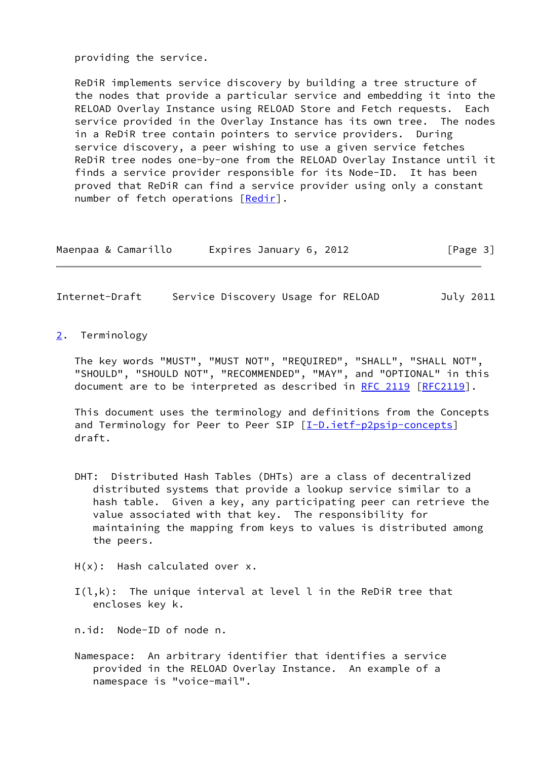providing the service.

ReDiR implements service discovery by building a tree structure of the nodes that provide a particular service and embedding it into the RELOAD Overlay Instance using RELOAD Store and Fetch requests. Each service provided in the Overlay Instance has its own tree. The nodes in a ReDiR tree contain pointers to service providers. During service discovery, a peer wishing to use a given service fetches ReDiR tree nodes one-by-one from the RELOAD Overlay Instance until it finds a service provider responsible for its Node-ID. It has been proved that ReDiR can find a service provider using only a constant number of fetch operations [Redir].

## 2. Terminology

The key words "MUST", "MUST NOT", "REQUIRED", "SHALL", "SHALL NOT", "SHOULD", "SHOULD NOT", "RECOMMENDED", "MAY", and "OPTIONAL" in this document are to be interpreted as described in RFC 2119 [RFC2119].

This document uses the terminology and definitions from the Concepts and Terminology for Peer to Peer SIP [I-D.ietf-p2psip-concepts] draft.

DHT: Distributed Hash Tables (DHTs) are a class of decentralized distributed systems that provide a lookup service similar to a hash table. Given a key, any participating peer can retrieve the value associated with that key. The responsibility for maintaining the mapping from keys to values is distributed among the peers.

H(x): Hash calculated over x.

I(l,k): The unique interval at level l in the ReDiR tree that encloses key k.

n.id: Node-ID of node n.

Namespace: An arbitrary identifier that identifies a service provided in the RELOAD Overlay Instance. An example of a namespace is "voice-mail".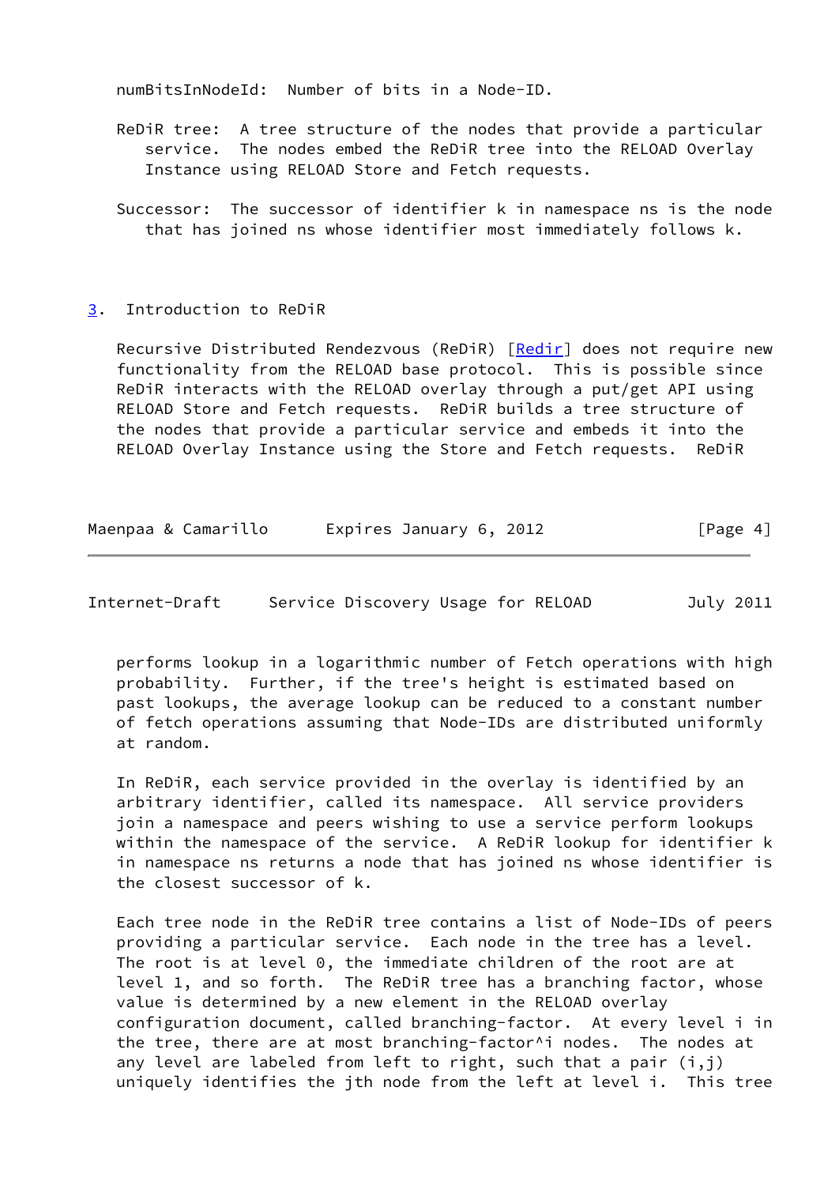numBitsInNodeId: Number of bits in a Node-ID.

ReDiR tree: A tree structure of the nodes that provide a particular service. The nodes embed the ReDiR tree into the RELOAD Overlay Instance using RELOAD Store and Fetch requests.

Successor: The successor of identifier k in namespace ns is the node that has joined ns whose identifier most immediately follows k.

## 3. Introduction to ReDiR

Recursive Distributed Rendezvous (ReDiR) [Redir] does not require new functionality from the RELOAD base protocol. This is possible since ReDiR interacts with the RELOAD overlay through a put/get API using RELOAD Store and Fetch requests. ReDiR builds a tree structure of the nodes that provide a particular service and embeds it into the RELOAD Overlay Instance using the Store and Fetch requests. ReDiR performs lookup in a logarithmic number of Fetch operations with high probability. Further, if the tree's height is estimated based on past lookups, the average lookup can be reduced to a constant number of fetch operations assuming that Node-IDs are distributed uniformly at random.

In ReDiR, each service provided in the overlay is identified by an arbitrary identifier, called its namespace. All service providers join a namespace and peers wishing to use a service perform lookups within the namespace of the service. A ReDiR lookup for identifier k in namespace ns returns a node that has joined ns whose identifier is the closest successor of k.

Each tree node in the ReDiR tree contains a list of Node-IDs of peers providing a particular service. Each node in the tree has a level. The root is at level 0, the immediate children of the root are at level 1, and so forth. The ReDiR tree has a branching factor, whose value is determined by a new element in the RELOAD overlay configuration document, called branching-factor. At every level i in the tree, there are at most branching-factor^i nodes. The nodes at any level are labeled from left to right, such that a pair (i,j) uniquely identifies the jth node from the left at level i. This tree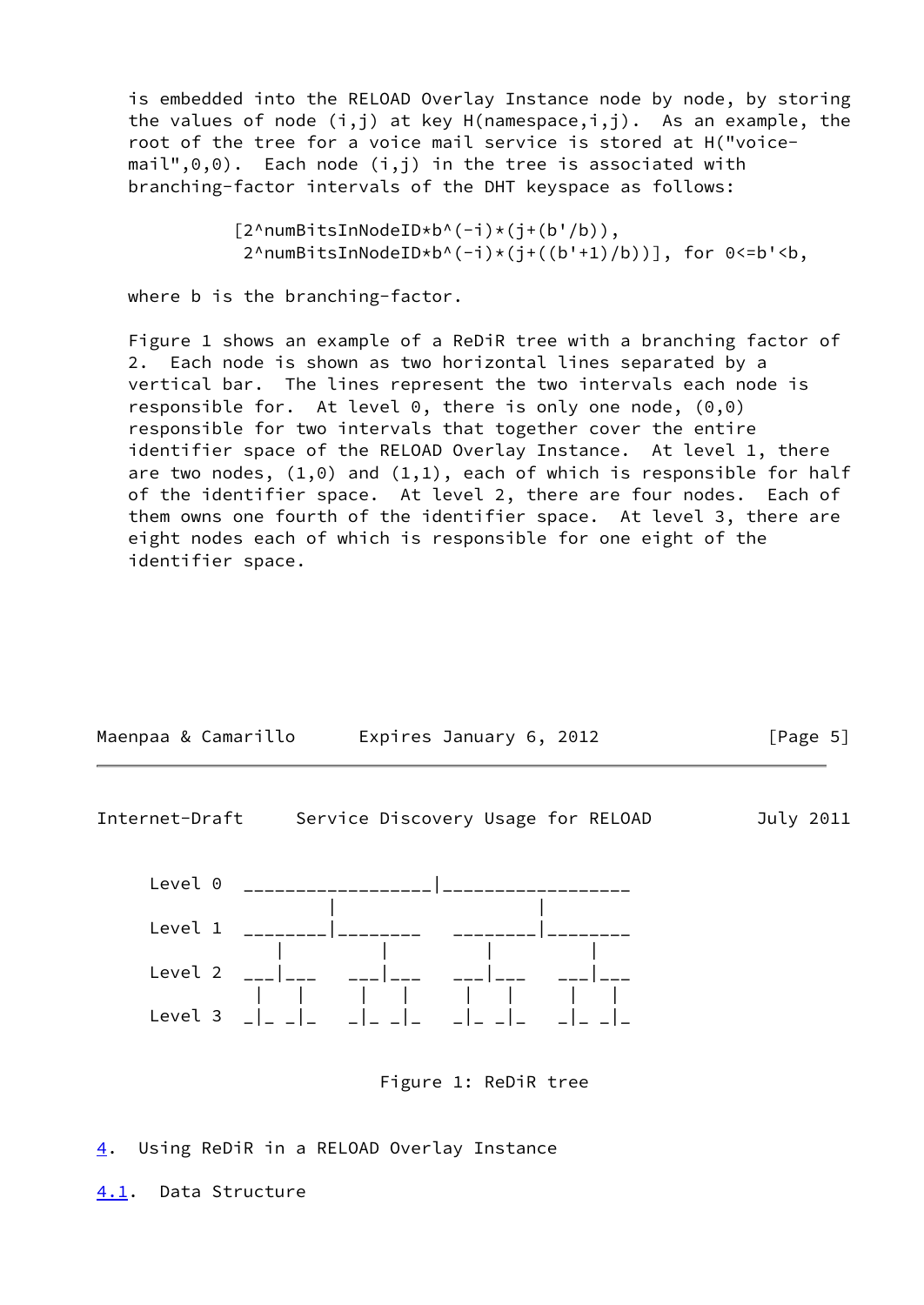is embedded into the RELOAD Overlay Instance node by node, by storing the values of node (i,j) at key H(namespace,i,j). As an example, the root of the tree for a voice mail service is stored at H("voice-mail",0,0). Each node (i,j) in the tree is associated with branching-factor intervals of the DHT keyspace as follows:

```
          [2^numBitsInNodeID*b^(-i)*(j+(b'/b)),
           2^numBitsInNodeID*b^(-i)*(j+((b'+1)/b))], for 0<=b'<b,
```

where b is the branching-factor.

Figure 1 shows an example of a ReDiR tree with a branching factor of 2. Each node is shown as two horizontal lines separated by a vertical bar. The lines represent the two intervals each node is responsible for. At level 0, there is only one node, (0,0) responsible for two intervals that together cover the entire identifier space of the RELOAD Overlay Instance. At level 1, there are two nodes, (1,0) and (1,1), each of which is responsible for half of the identifier space. At level 2, there are four nodes. Each of them owns one fourth of the identifier space. At level 3, there are eight nodes each of which is responsible for one eight of the identifier space.

```
     Level 0  _________________|_________________
                      |                   |
     Level 1  ________|________   ________|________
                  |         |         |         |
     Level 2  ___|___   ___|___   ___|___   ___|___
                |   |     |   |     |   |     |   |
     Level 3  _|_ _|_   _|_ _|_   _|_ _|_   _|_ _|_
```

Figure 1: ReDiR tree

## 4. Using ReDiR in a RELOAD Overlay Instance

### 4.1. Data Structure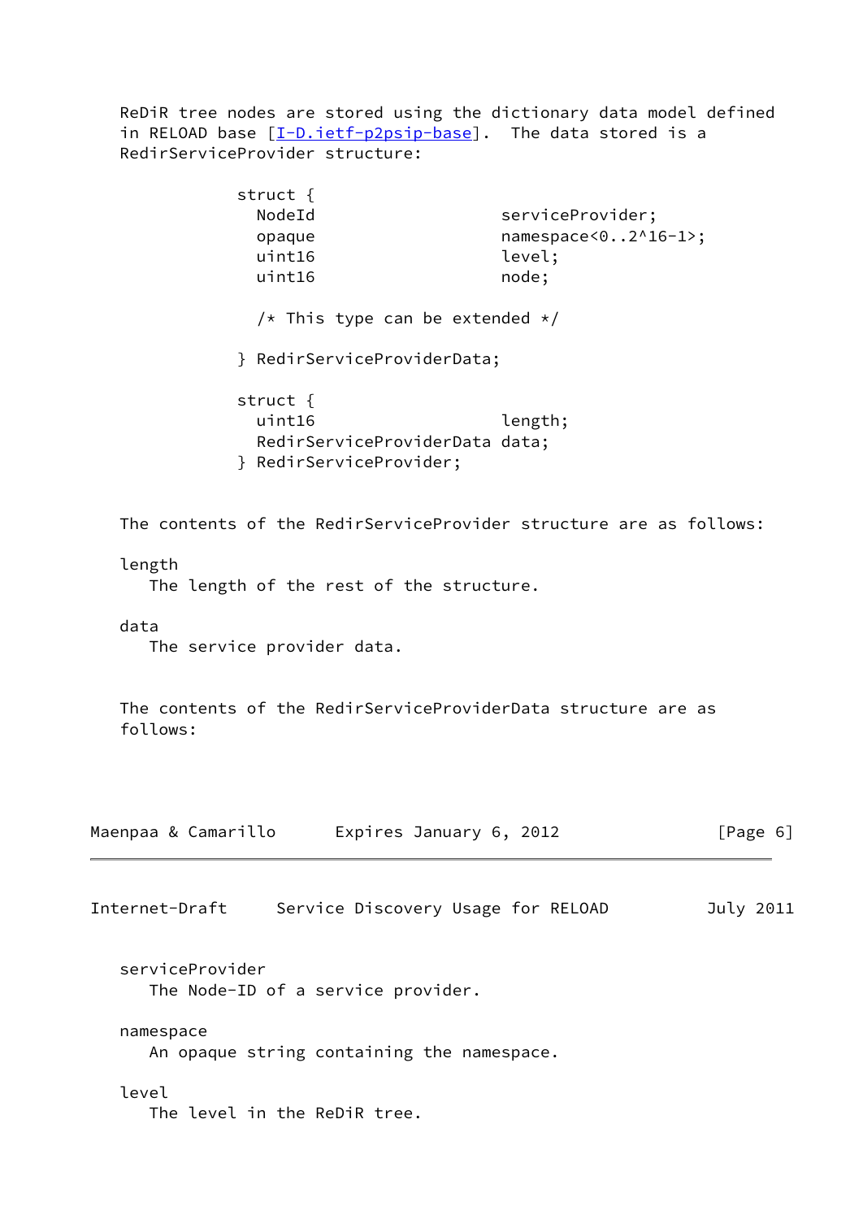ReDiR tree nodes are stored using the dictionary data model defined in RELOAD base [I-D.ietf-p2psip-base]. The data stored is a RedirServiceProvider structure:

```
struct {
  NodeId                    serviceProvider;
  opaque                    namespace<0..2^16-1>;
  uint16                    level;
  uint16                    node;

  /* This type can be extended */

} RedirServiceProviderData;

struct {
  uint16                    length;
  RedirServiceProviderData data;
} RedirServiceProvider;
```

The contents of the RedirServiceProvider structure are as follows:

length
: The length of the rest of the structure.

data
: The service provider data.

The contents of the RedirServiceProviderData structure are as follows:

serviceProvider
: The Node-ID of a service provider.

namespace
: An opaque string containing the namespace.

level
: The level in the ReDiR tree.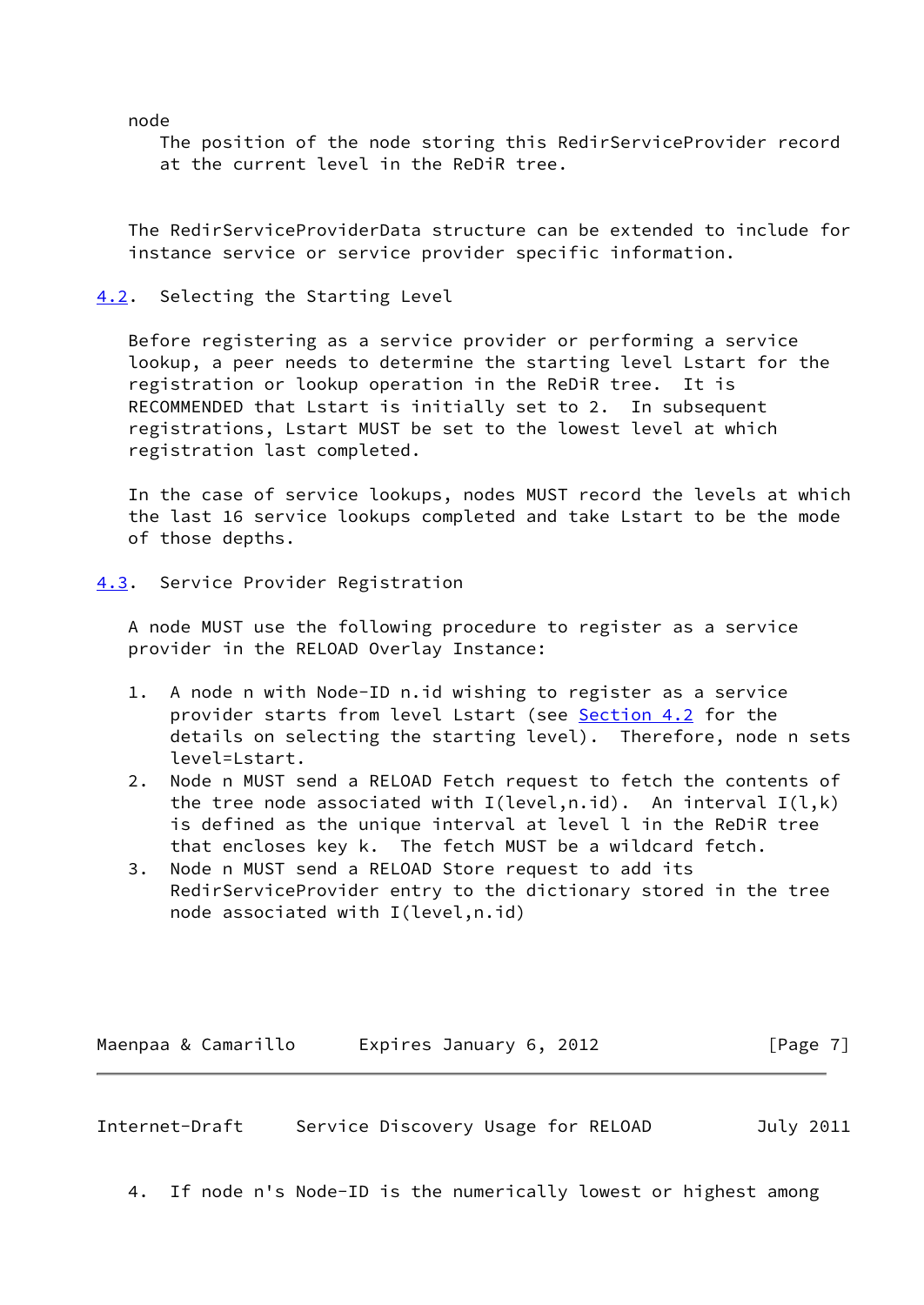node
: The position of the node storing this RedirServiceProvider record at the current level in the ReDiR tree.

The RedirServiceProviderData structure can be extended to include for instance service or service provider specific information.

## 4.2. Selecting the Starting Level

Before registering as a service provider or performing a service lookup, a peer needs to determine the starting level Lstart for the registration or lookup operation in the ReDiR tree. It is RECOMMENDED that Lstart is initially set to 2. In subsequent registrations, Lstart MUST be set to the lowest level at which registration last completed.

In the case of service lookups, nodes MUST record the levels at which the last 16 service lookups completed and take Lstart to be the mode of those depths.

## 4.3. Service Provider Registration

A node MUST use the following procedure to register as a service provider in the RELOAD Overlay Instance:

1. A node n with Node-ID n.id wishing to register as a service provider starts from level Lstart (see Section 4.2 for the details on selecting the starting level). Therefore, node n sets level=Lstart.
2. Node n MUST send a RELOAD Fetch request to fetch the contents of the tree node associated with I(level,n.id). An interval I(l,k) is defined as the unique interval at level l in the ReDiR tree that encloses key k. The fetch MUST be a wildcard fetch.
3. Node n MUST send a RELOAD Store request to add its RedirServiceProvider entry to the dictionary stored in the tree node associated with I(level,n.id)
4. If node n's Node-ID is the numerically lowest or highest among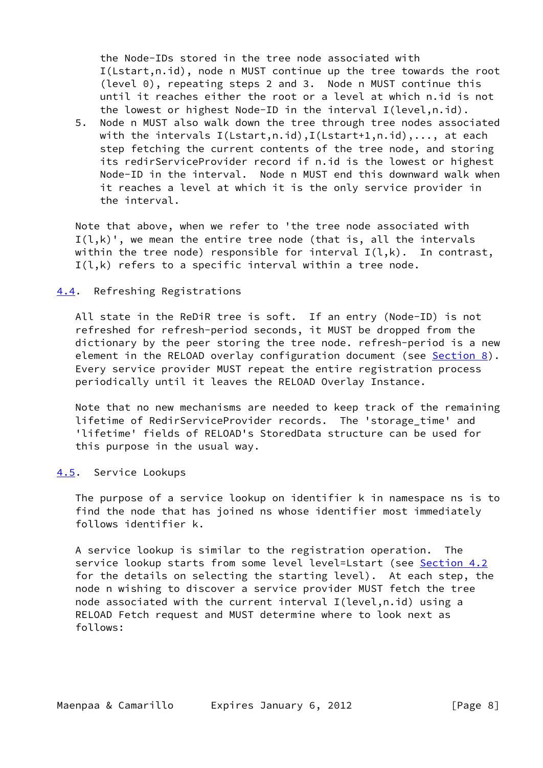the Node-IDs stored in the tree node associated with I(Lstart,n.id), node n MUST continue up the tree towards the root (level 0), repeating steps 2 and 3. Node n MUST continue this until it reaches either the root or a level at which n.id is not the lowest or highest Node-ID in the interval I(level,n.id).

5. Node n MUST also walk down the tree through tree nodes associated with the intervals I(Lstart,n.id),I(Lstart+1,n.id),..., at each step fetching the current contents of the tree node, and storing its redirServiceProvider record if n.id is the lowest or highest Node-ID in the interval. Node n MUST end this downward walk when it reaches a level at which it is the only service provider in the interval.

Note that above, when we refer to 'the tree node associated with I(l,k)', we mean the entire tree node (that is, all the intervals within the tree node) responsible for interval I(l,k). In contrast, I(l,k) refers to a specific interval within a tree node.

## 4.4. Refreshing Registrations

All state in the ReDiR tree is soft. If an entry (Node-ID) is not refreshed for refresh-period seconds, it MUST be dropped from the dictionary by the peer storing the tree node. refresh-period is a new element in the RELOAD overlay configuration document (see Section 8). Every service provider MUST repeat the entire registration process periodically until it leaves the RELOAD Overlay Instance.

Note that no new mechanisms are needed to keep track of the remaining lifetime of RedirServiceProvider records. The 'storage_time' and 'lifetime' fields of RELOAD's StoredData structure can be used for this purpose in the usual way.

## 4.5. Service Lookups

The purpose of a service lookup on identifier k in namespace ns is to find the node that has joined ns whose identifier most immediately follows identifier k.

A service lookup is similar to the registration operation. The service lookup starts from some level level=Lstart (see Section 4.2 for the details on selecting the starting level). At each step, the node n wishing to discover a service provider MUST fetch the tree node associated with the current interval I(level,n.id) using a RELOAD Fetch request and MUST determine where to look next as follows: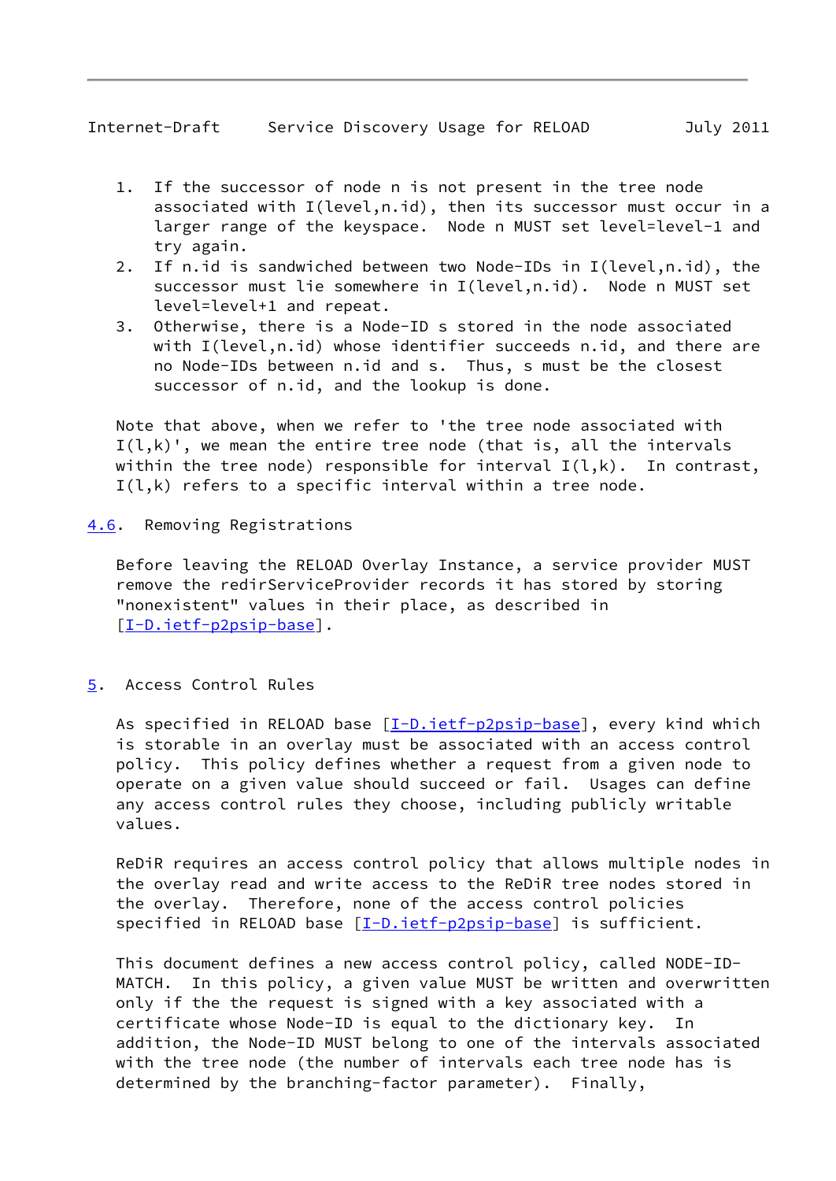1. If the successor of node n is not present in the tree node associated with I(level,n.id), then its successor must occur in a larger range of the keyspace. Node n MUST set level=level-1 and try again.
2. If n.id is sandwiched between two Node-IDs in I(level,n.id), the successor must lie somewhere in I(level,n.id). Node n MUST set level=level+1 and repeat.
3. Otherwise, there is a Node-ID s stored in the node associated with I(level,n.id) whose identifier succeeds n.id, and there are no Node-IDs between n.id and s. Thus, s must be the closest successor of n.id, and the lookup is done.

Note that above, when we refer to 'the tree node associated with I(l,k)', we mean the entire tree node (that is, all the intervals within the tree node) responsible for interval I(l,k). In contrast, I(l,k) refers to a specific interval within a tree node.

### 4.6. Removing Registrations

Before leaving the RELOAD Overlay Instance, a service provider MUST remove the redirServiceProvider records it has stored by storing "nonexistent" values in their place, as described in [I-D.ietf-p2psip-base].

## 5. Access Control Rules

As specified in RELOAD base [I-D.ietf-p2psip-base], every kind which is storable in an overlay must be associated with an access control policy. This policy defines whether a request from a given node to operate on a given value should succeed or fail. Usages can define any access control rules they choose, including publicly writable values.

ReDiR requires an access control policy that allows multiple nodes in the overlay read and write access to the ReDiR tree nodes stored in the overlay. Therefore, none of the access control policies specified in RELOAD base [I-D.ietf-p2psip-base] is sufficient.

This document defines a new access control policy, called NODE-ID-MATCH. In this policy, a given value MUST be written and overwritten only if the the request is signed with a key associated with a certificate whose Node-ID is equal to the dictionary key. In addition, the Node-ID MUST belong to one of the intervals associated with the tree node (the number of intervals each tree node has is determined by the branching-factor parameter). Finally,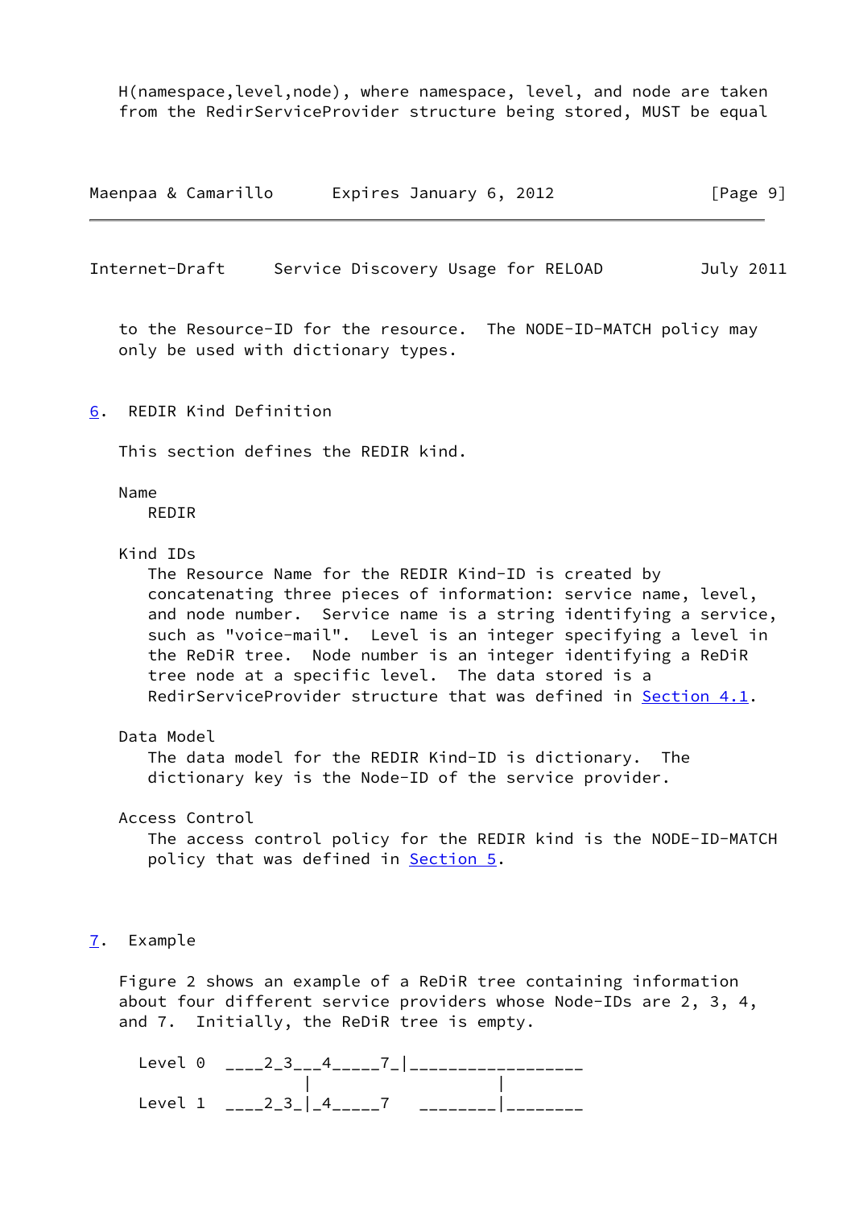H(namespace,level,node), where namespace, level, and node are taken from the RedirServiceProvider structure being stored, MUST be equal to the Resource-ID for the resource. The NODE-ID-MATCH policy may only be used with dictionary types.

## 6. REDIR Kind Definition

This section defines the REDIR kind.

Name
: REDIR

Kind IDs
: The Resource Name for the REDIR Kind-ID is created by concatenating three pieces of information: service name, level, and node number. Service name is a string identifying a service, such as "voice-mail". Level is an integer specifying a level in the ReDiR tree. Node number is an integer identifying a ReDiR tree node at a specific level. The data stored is a RedirServiceProvider structure that was defined in Section 4.1.

Data Model
: The data model for the REDIR Kind-ID is dictionary. The dictionary key is the Node-ID of the service provider.

Access Control
: The access control policy for the REDIR kind is the NODE-ID-MATCH policy that was defined in Section 5.

## 7. Example

Figure 2 shows an example of a ReDiR tree containing information about four different service providers whose Node-IDs are 2, 3, 4, and 7. Initially, the ReDiR tree is empty.

```
Level 0  ____2_3___4_____7_|__________________
                  |                   |
Level 1  ____2_3_|_4_____7   ________|________
```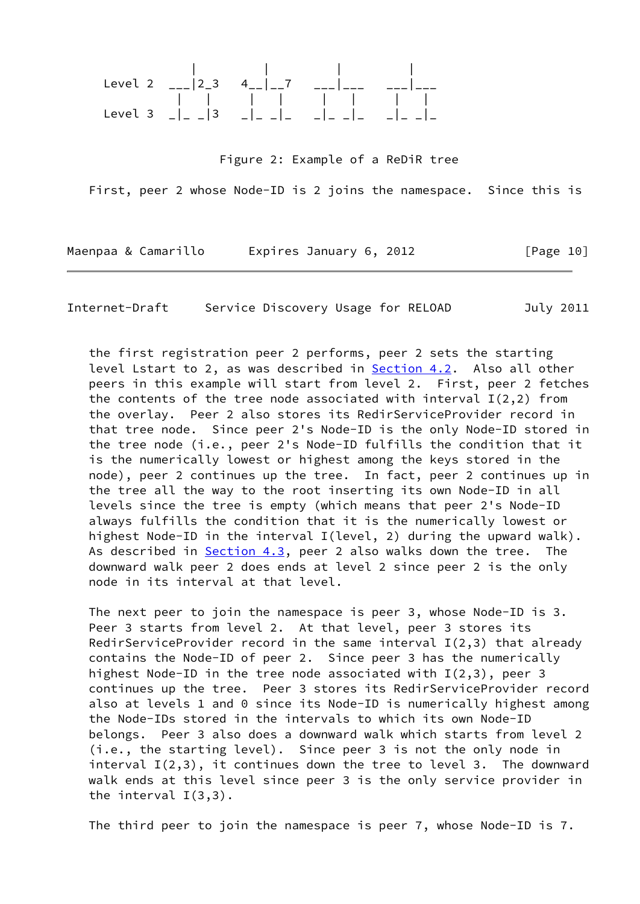```
                 |          |          |          |
   Level 2   ___|2_3    4__|__7    ___|___    ___|___
                |   |      |   |      |   |      |   |
   Level 3   _|_ _|3    _|_ _|_    _|_ _|_    _|_ _|_
```

Figure 2: Example of a ReDiR tree

First, peer 2 whose Node-ID is 2 joins the namespace. Since this is the first registration peer 2 performs, peer 2 sets the starting level Lstart to 2, as was described in Section 4.2. Also all other peers in this example will start from level 2. First, peer 2 fetches the contents of the tree node associated with interval I(2,2) from the overlay. Peer 2 also stores its RedirServiceProvider record in that tree node. Since peer 2's Node-ID is the only Node-ID stored in the tree node (i.e., peer 2's Node-ID fulfills the condition that it is the numerically lowest or highest among the keys stored in the node), peer 2 continues up the tree. In fact, peer 2 continues up in the tree all the way to the root inserting its own Node-ID in all levels since the tree is empty (which means that peer 2's Node-ID always fulfills the condition that it is the numerically lowest or highest Node-ID in the interval I(level, 2) during the upward walk). As described in Section 4.3, peer 2 also walks down the tree. The downward walk peer 2 does ends at level 2 since peer 2 is the only node in its interval at that level.

The next peer to join the namespace is peer 3, whose Node-ID is 3. Peer 3 starts from level 2. At that level, peer 3 stores its RedirServiceProvider record in the same interval I(2,3) that already contains the Node-ID of peer 2. Since peer 3 has the numerically highest Node-ID in the tree node associated with I(2,3), peer 3 continues up the tree. Peer 3 stores its RedirServiceProvider record also at levels 1 and 0 since its Node-ID is numerically highest among the Node-IDs stored in the intervals to which its own Node-ID belongs. Peer 3 also does a downward walk which starts from level 2 (i.e., the starting level). Since peer 3 is not the only node in interval I(2,3), it continues down the tree to level 3. The downward walk ends at this level since peer 3 is the only service provider in the interval I(3,3).

The third peer to join the namespace is peer 7, whose Node-ID is 7.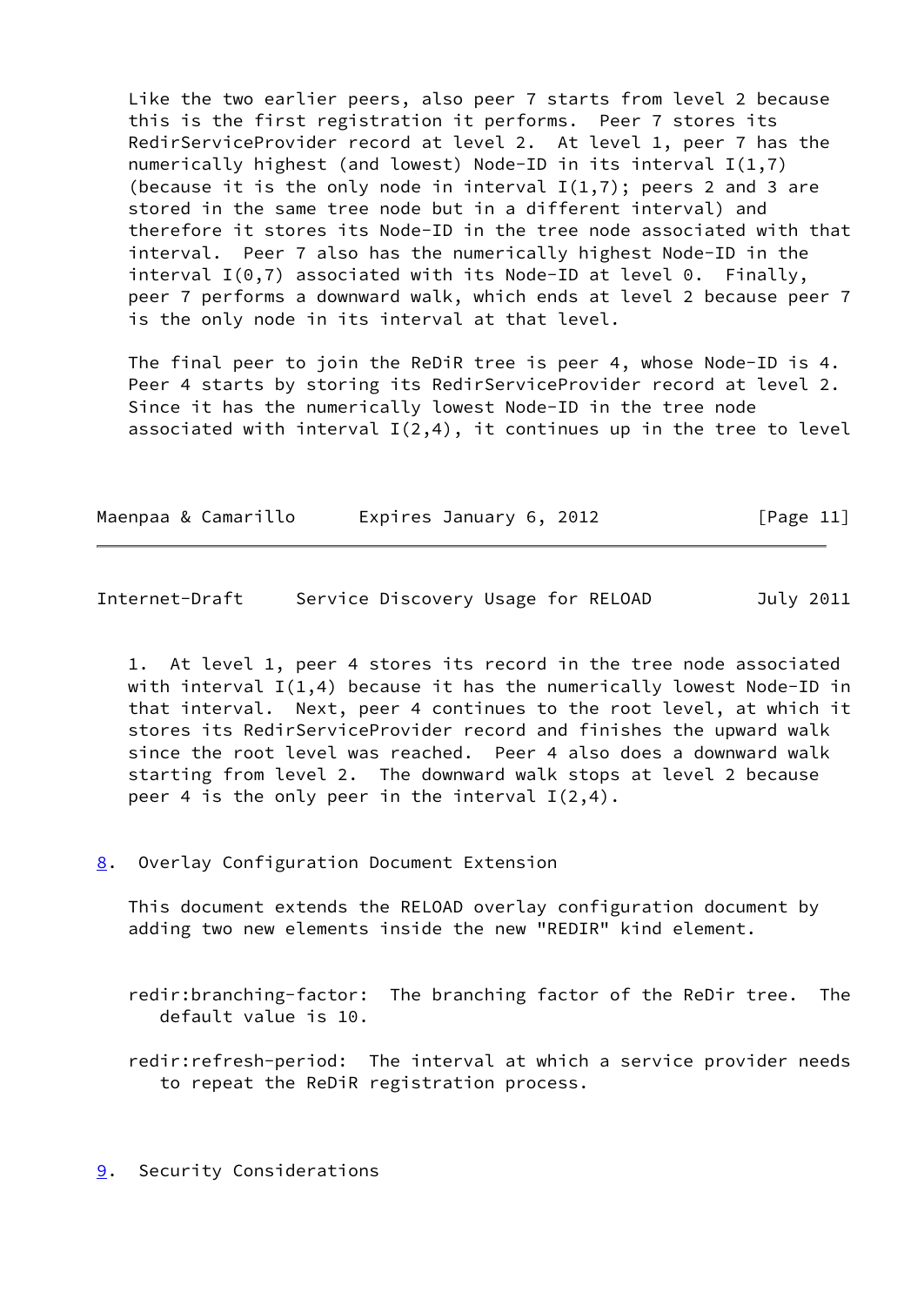Like the two earlier peers, also peer 7 starts from level 2 because this is the first registration it performs. Peer 7 stores its RedirServiceProvider record at level 2. At level 1, peer 7 has the numerically highest (and lowest) Node-ID in its interval I(1,7) (because it is the only node in interval I(1,7); peers 2 and 3 are stored in the same tree node but in a different interval) and therefore it stores its Node-ID in the tree node associated with that interval. Peer 7 also has the numerically highest Node-ID in the interval I(0,7) associated with its Node-ID at level 0. Finally, peer 7 performs a downward walk, which ends at level 2 because peer 7 is the only node in its interval at that level.

The final peer to join the ReDiR tree is peer 4, whose Node-ID is 4. Peer 4 starts by storing its RedirServiceProvider record at level 2. Since it has the numerically lowest Node-ID in the tree node associated with interval I(2,4), it continues up in the tree to level 1. At level 1, peer 4 stores its record in the tree node associated with interval I(1,4) because it has the numerically lowest Node-ID in that interval. Next, peer 4 continues to the root level, at which it stores its RedirServiceProvider record and finishes the upward walk since the root level was reached. Peer 4 also does a downward walk starting from level 2. The downward walk stops at level 2 because peer 4 is the only peer in the interval I(2,4).

## 8. Overlay Configuration Document Extension

This document extends the RELOAD overlay configuration document by adding two new elements inside the new "REDIR" kind element.

redir:branching-factor: The branching factor of the ReDir tree. The default value is 10.

redir:refresh-period: The interval at which a service provider needs to repeat the ReDiR registration process.

## 9. Security Considerations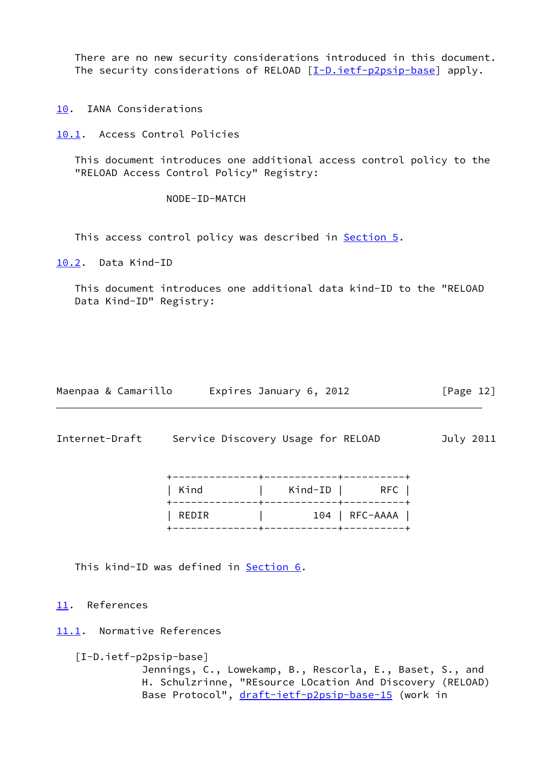There are no new security considerations introduced in this document. The security considerations of RELOAD [I-D.ietf-p2psip-base] apply.

## 10. IANA Considerations

### 10.1. Access Control Policies

This document introduces one additional access control policy to the "RELOAD Access Control Policy" Registry:

NODE-ID-MATCH

This access control policy was described in Section 5.

### 10.2. Data Kind-ID

This document introduces one additional data kind-ID to the "RELOAD Data Kind-ID" Registry:

| Kind | Kind-ID | RFC |
|---|---|---|
| REDIR | 104 | RFC-AAAA |

This kind-ID was defined in Section 6.

## 11. References

### 11.1. Normative References

[I-D.ietf-p2psip-base]
Jennings, C., Lowekamp, B., Rescorla, E., Baset, S., and H. Schulzrinne, "REsource LOcation And Discovery (RELOAD) Base Protocol", draft-ietf-p2psip-base-15 (work in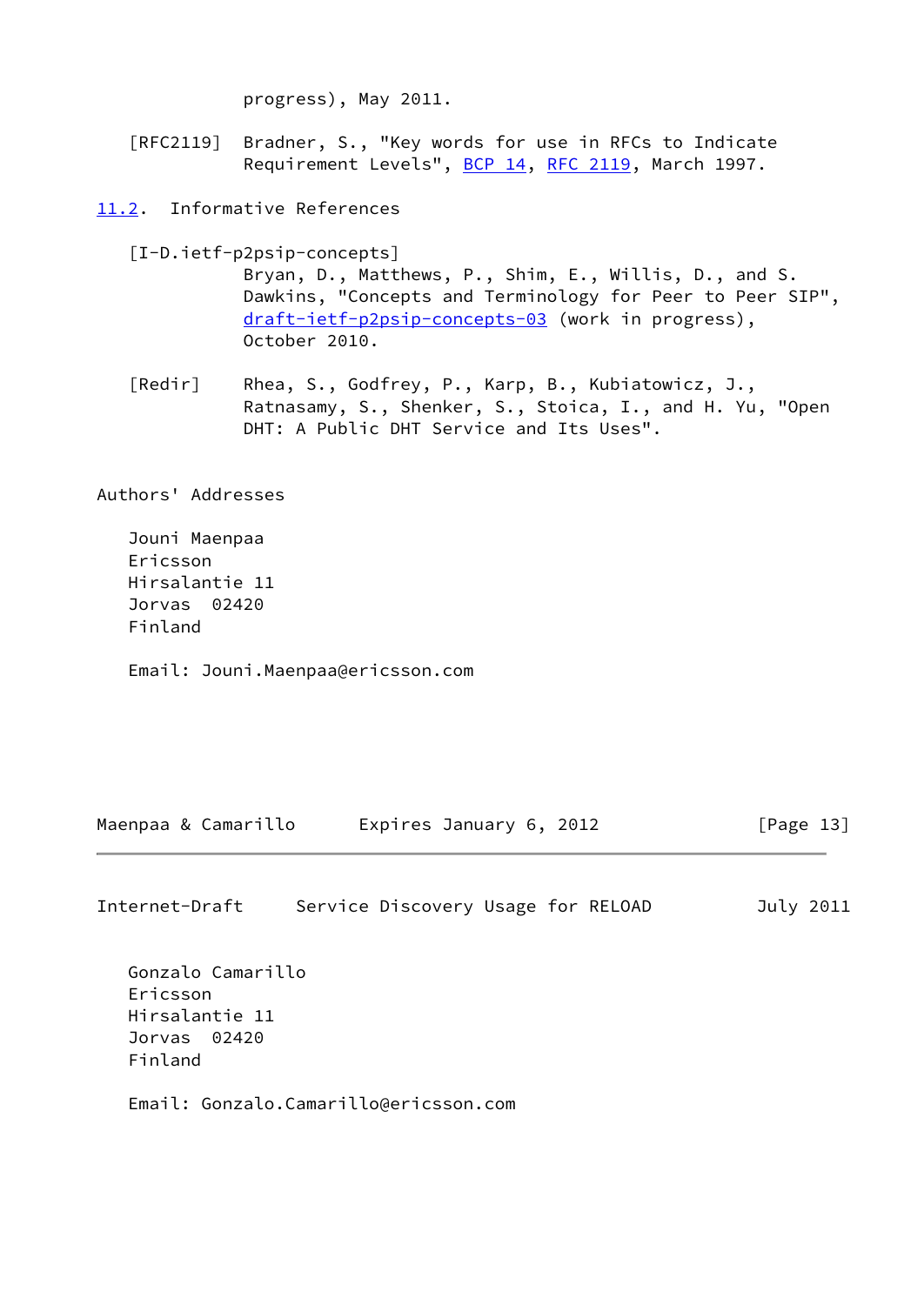progress), May 2011.

[RFC2119] Bradner, S., "Key words for use in RFCs to Indicate Requirement Levels", BCP 14, RFC 2119, March 1997.

### 11.2. Informative References

[I-D.ietf-p2psip-concepts]
Bryan, D., Matthews, P., Shim, E., Willis, D., and S. Dawkins, "Concepts and Terminology for Peer to Peer SIP", draft-ietf-p2psip-concepts-03 (work in progress), October 2010.

[Redir] Rhea, S., Godfrey, P., Karp, B., Kubiatowicz, J., Ratnasamy, S., Shenker, S., Stoica, I., and H. Yu, "Open DHT: A Public DHT Service and Its Uses".

## Authors' Addresses

Jouni Maenpaa
Ericsson
Hirsalantie 11
Jorvas 02420
Finland

Email: Jouni.Maenpaa@ericsson.com

Gonzalo Camarillo
Ericsson
Hirsalantie 11
Jorvas 02420
Finland

Email: Gonzalo.Camarillo@ericsson.com